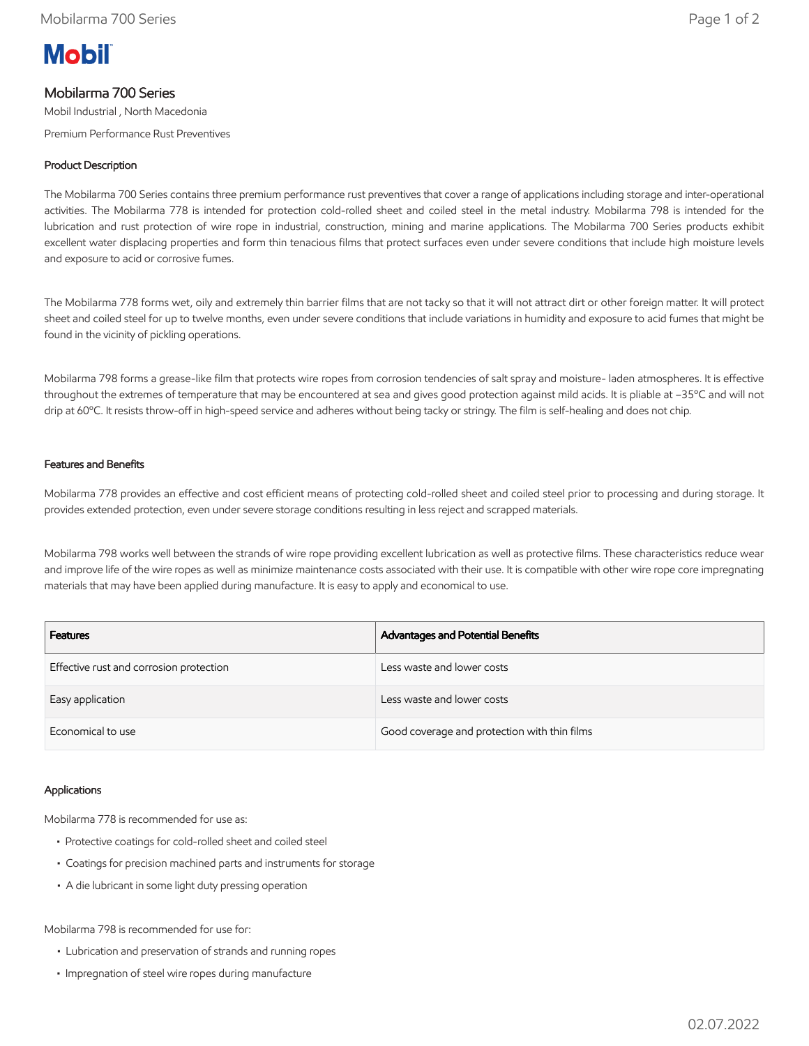# Mobilarma 700 Series

Mobil Industrial , North Macedonia

Premium Performance Rust Preventives

## Product Description

The Mobilarma 700 Series contains three premium performance rust preventives that cover a range of applications including storage and inter-operational activities. The Mobilarma 778 is intended for protection cold-rolled sheet and coiled steel in the metal industry. Mobilarma 798 is intended for the lubrication and rust protection of wire rope in industrial, construction, mining and marine applications. The Mobilarma 700 Series products exhibit excellent water displacing properties and form thin tenacious films that protect surfaces even under severe conditions that include high moisture levels and exposure to acid or corrosive fumes.

The Mobilarma 778 forms wet, oily and extremely thin barrier films that are not tacky so that it will not attract dirt or other foreign matter. It will protect sheet and coiled steel for up to twelve months, even under severe conditions that include variations in humidity and exposure to acid fumes that might be found in the vicinity of pickling operations.

Mobilarma 798 forms a grease-like film that protects wire ropes from corrosion tendencies of salt spray and moisture- laden atmospheres. It is effective throughout the extremes of temperature that may be encountered at sea and gives good protection against mild acids. It is pliable at –35ºC and will not drip at 60ºC. It resists throw-off in high-speed service and adheres without being tacky or stringy. The film is self-healing and does not chip.

## Features and Benefits

Mobilarma 778 provides an effective and cost efficient means of protecting cold-rolled sheet and coiled steel prior to processing and during storage. It provides extended protection, even under severe storage conditions resulting in less reject and scrapped materials.

Mobilarma 798 works well between the strands of wire rope providing excellent lubrication as well as protective films. These characteristics reduce wear and improve life of the wire ropes as well as minimize maintenance costs associated with their use. It is compatible with other wire rope core impregnating materials that may have been applied during manufacture. It is easy to apply and economical to use.

| Features | Advantages and Potential Benefits |
|---|---|
| Effective rust and corrosion protection | Less waste and lower costs |
| Easy application | Less waste and lower costs |
| Economical to use | Good coverage and protection with thin films |

## Applications

Mobilarma 778 is recommended for use as:

- Protective coatings for cold-rolled sheet and coiled steel
- Coatings for precision machined parts and instruments for storage
- A die lubricant in some light duty pressing operation

Mobilarma 798 is recommended for use for:

- Lubrication and preservation of strands and running ropes
- Impregnation of steel wire ropes during manufacture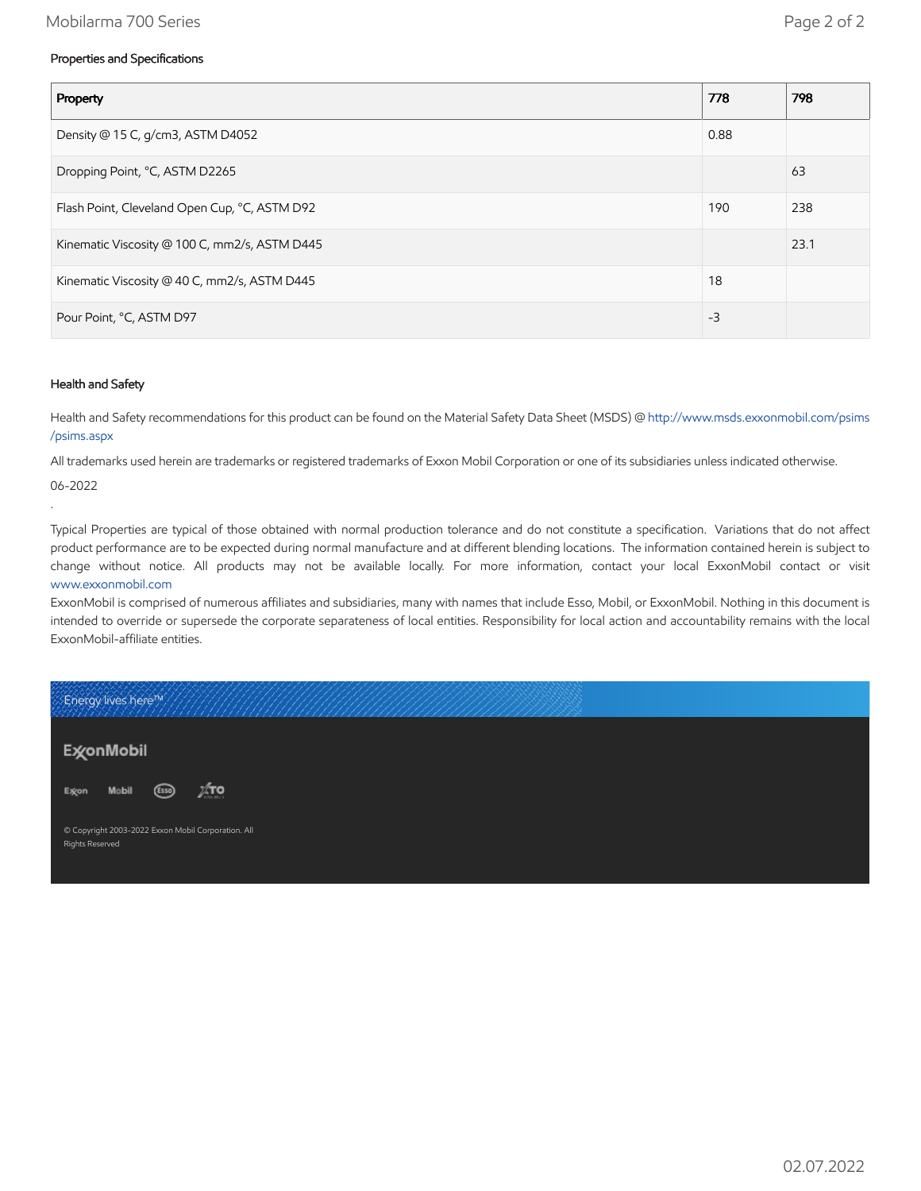## Properties and Specifications

| Property | 778 | 798 |
|---|---|---|
| Density @ 15 C, g/cm3, ASTM D4052 | 0.88 | |
| Dropping Point, °C, ASTM D2265 | | 63 |
| Flash Point, Cleveland Open Cup, °C, ASTM D92 | 190 | 238 |
| Kinematic Viscosity @ 100 C, mm2/s, ASTM D445 | | 23.1 |
| Kinematic Viscosity @ 40 C, mm2/s, ASTM D445 | 18 | |
| Pour Point, °C, ASTM D97 | -3 | |

## Health and Safety

Health and Safety recommendations for this product can be found on the Material Safety Data Sheet (MSDS) @ http://www.msds.exxonmobil.com/psims/psims.aspx

All trademarks used herein are trademarks or registered trademarks of Exxon Mobil Corporation or one of its subsidiaries unless indicated otherwise.

06-2022

.

Typical Properties are typical of those obtained with normal production tolerance and do not constitute a specification. Variations that do not affect product performance are to be expected during normal manufacture and at different blending locations. The information contained herein is subject to change without notice. All products may not be available locally. For more information, contact your local ExxonMobil contact or visit www.exxonmobil.com

ExxonMobil is comprised of numerous affiliates and subsidiaries, many with names that include Esso, Mobil, or ExxonMobil. Nothing in this document is intended to override or supersede the corporate separateness of local entities. Responsibility for local action and accountability remains with the local ExxonMobil-affiliate entities.

Energy lives here™

ExxonMobil

Exxon Mobil Esso XTO

© Copyright 2003-2022 Exxon Mobil Corporation. All Rights Reserved

02.07.2022